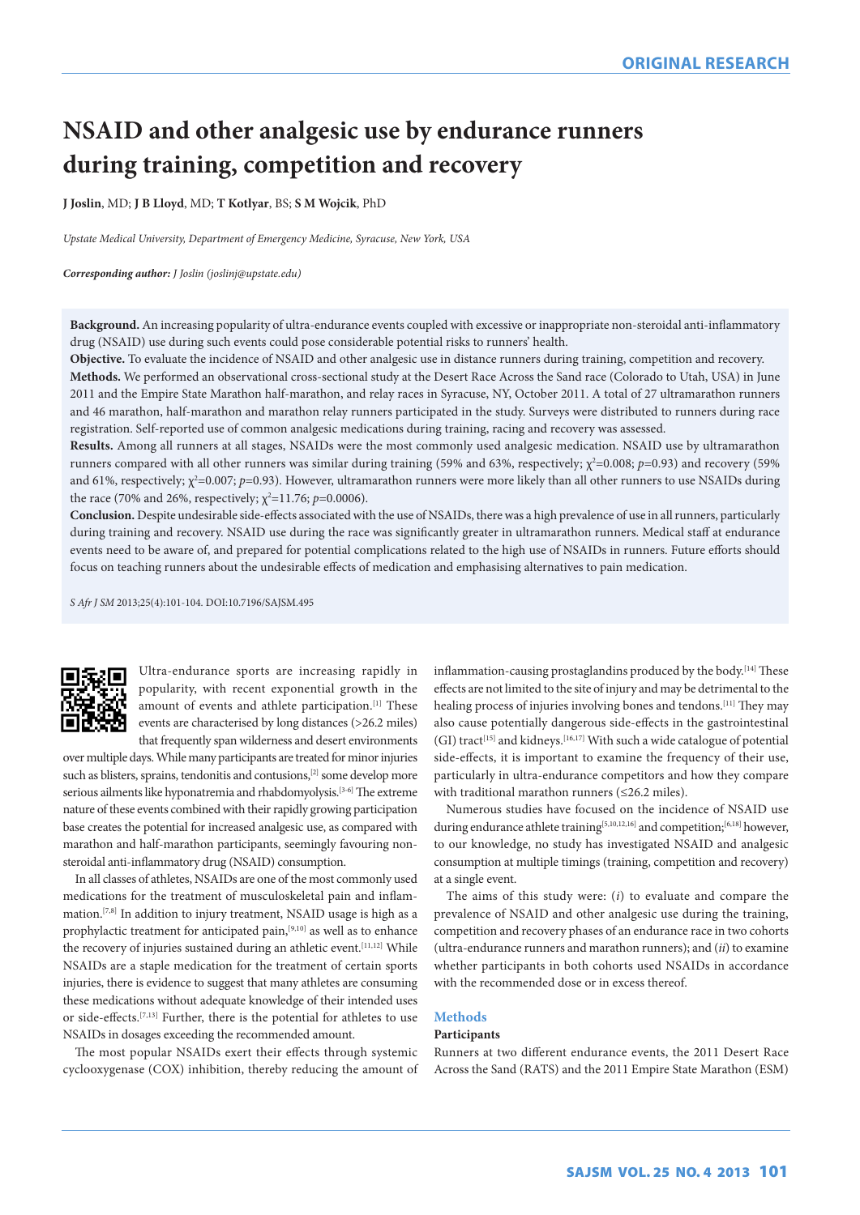ORIGINAL RESEARCH

# NSAID and other analgesic use by endurance runners during training, competition and recovery

**J Joslin**, MD; **J B Lloyd**, MD; **T Kotlyar**, BS; **S M Wojcik**, PhD

*Upstate Medical University, Department of Emergency Medicine, Syracuse, New York, USA*

***Corresponding author:** J Joslin (joslinj@upstate.edu)*

**Background.** An increasing popularity of ultra-endurance events coupled with excessive or inappropriate non-steroidal anti-inflammatory drug (NSAID) use during such events could pose considerable potential risks to runners' health.

**Objective.** To evaluate the incidence of NSAID and other analgesic use in distance runners during training, competition and recovery.

**Methods.** We performed an observational cross-sectional study at the Desert Race Across the Sand race (Colorado to Utah, USA) in June 2011 and the Empire State Marathon half-marathon, and relay races in Syracuse, NY, October 2011. A total of 27 ultramarathon runners and 46 marathon, half-marathon and marathon relay runners participated in the study. Surveys were distributed to runners during race registration. Self-reported use of common analgesic medications during training, racing and recovery was assessed.

**Results.** Among all runners at all stages, NSAIDs were the most commonly used analgesic medication. NSAID use by ultramarathon runners compared with all other runners was similar during training (59% and 63%, respectively; $\chi^2$=0.008; $p$=0.93) and recovery (59% and 61%, respectively; $\chi^2$=0.007; $p$=0.93). However, ultramarathon runners were more likely than all other runners to use NSAIDs during the race (70% and 26%, respectively; $\chi^2$=11.76; $p$=0.0006).

**Conclusion.** Despite undesirable side-effects associated with the use of NSAIDs, there was a high prevalence of use in all runners, particularly during training and recovery. NSAID use during the race was significantly greater in ultramarathon runners. Medical staff at endurance events need to be aware of, and prepared for potential complications related to the high use of NSAIDs in runners. Future efforts should focus on teaching runners about the undesirable effects of medication and emphasising alternatives to pain medication.

*S Afr J SM* 2013;25(4):101-104. DOI:10.7196/SAJSM.495

Ultra-endurance sports are increasing rapidly in popularity, with recent exponential growth in the amount of events and athlete participation.[1] These events are characterised by long distances (>26.2 miles) that frequently span wilderness and desert environments over multiple days. While many participants are treated for minor injuries such as blisters, sprains, tendonitis and contusions,[2] some develop more serious ailments like hyponatremia and rhabdomyolysis.[3-6] The extreme nature of these events combined with their rapidly growing participation base creates the potential for increased analgesic use, as compared with marathon and half-marathon participants, seemingly favouring non-steroidal anti-inflammatory drug (NSAID) consumption.

In all classes of athletes, NSAIDs are one of the most commonly used medications for the treatment of musculoskeletal pain and inflammation.[7,8] In addition to injury treatment, NSAID usage is high as a prophylactic treatment for anticipated pain,[9,10] as well as to enhance the recovery of injuries sustained during an athletic event.[11,12] While NSAIDs are a staple medication for the treatment of certain sports injuries, there is evidence to suggest that many athletes are consuming these medications without adequate knowledge of their intended uses or side-effects.[7,13] Further, there is the potential for athletes to use NSAIDs in dosages exceeding the recommended amount.

The most popular NSAIDs exert their effects through systemic cyclooxygenase (COX) inhibition, thereby reducing the amount of inflammation-causing prostaglandins produced by the body.[14] These effects are not limited to the site of injury and may be detrimental to the healing process of injuries involving bones and tendons.[11] They may also cause potentially dangerous side-effects in the gastrointestinal (GI) tract[15] and kidneys.[16,17] With such a wide catalogue of potential side-effects, it is important to examine the frequency of their use, particularly in ultra-endurance competitors and how they compare with traditional marathon runners (≤26.2 miles).

Numerous studies have focused on the incidence of NSAID use during endurance athlete training[5,10,12,16] and competition;[6,18] however, to our knowledge, no study has investigated NSAID and analgesic consumption at multiple timings (training, competition and recovery) at a single event.

The aims of this study were: (*i*) to evaluate and compare the prevalence of NSAID and other analgesic use during the training, competition and recovery phases of an endurance race in two cohorts (ultra-endurance runners and marathon runners); and (*ii*) to examine whether participants in both cohorts used NSAIDs in accordance with the recommended dose or in excess thereof.

## Methods

### Participants

Runners at two different endurance events, the 2011 Desert Race Across the Sand (RATS) and the 2011 Empire State Marathon (ESM)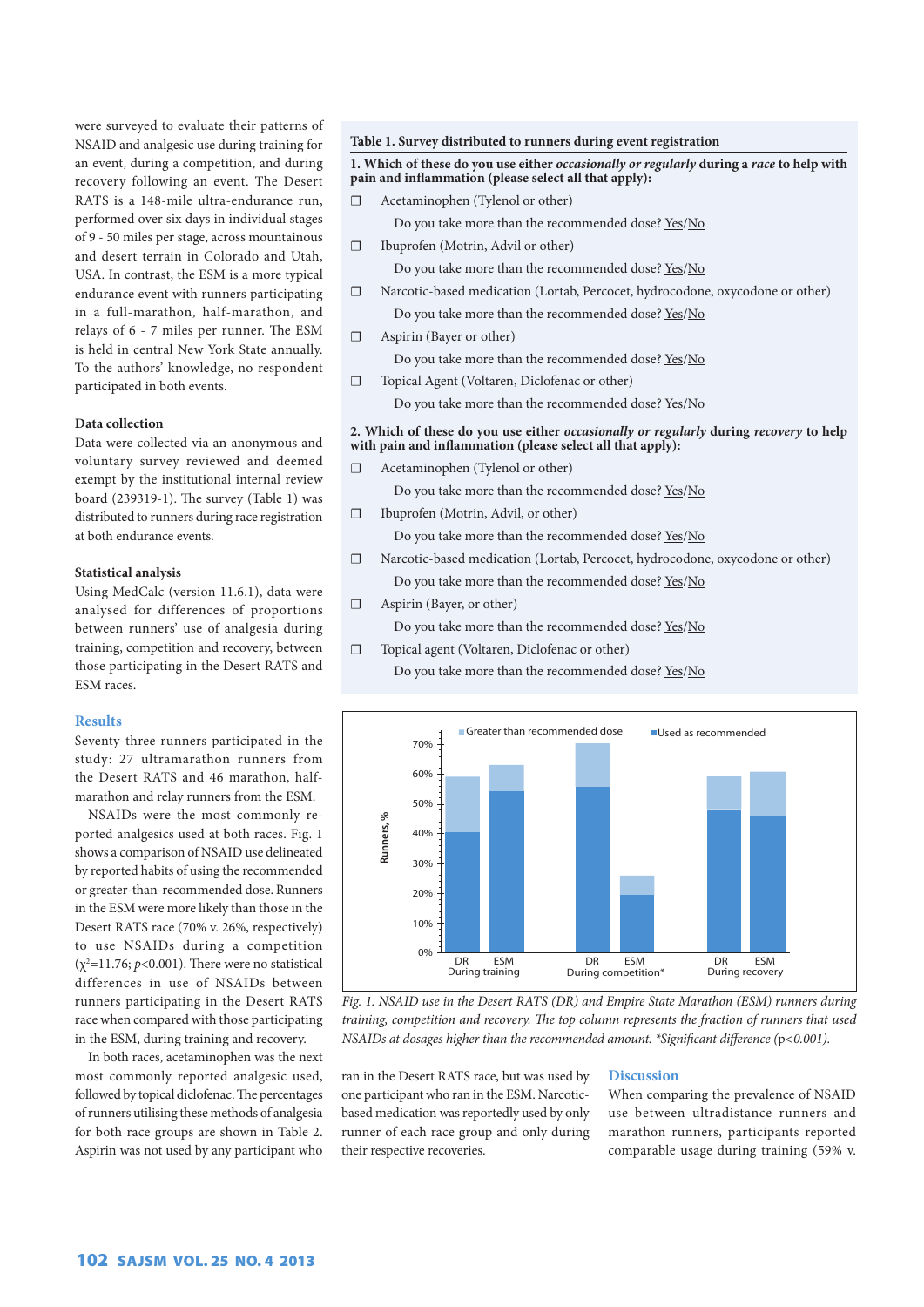were surveyed to evaluate their patterns of NSAID and analgesic use during training for an event, during a competition, and during recovery following an event. The Desert RATS is a 148-mile ultra-endurance run, performed over six days in individual stages of 9 - 50 miles per stage, across mountainous and desert terrain in Colorado and Utah, USA. In contrast, the ESM is a more typical endurance event with runners participating in a full-marathon, half-marathon, and relays of 6 - 7 miles per runner. The ESM is held in central New York State annually. To the authors' knowledge, no respondent participated in both events.

### Data collection

Data were collected via an anonymous and voluntary survey reviewed and deemed exempt by the institutional internal review board (239319-1). The survey (Table 1) was distributed to runners during race registration at both endurance events.

### Statistical analysis

Using MedCalc (version 11.6.1), data were analysed for differences of proportions between runners' use of analgesia during training, competition and recovery, between those participating in the Desert RATS and ESM races.

**Table 1. Survey distributed to runners during event registration**

**1. Which of these do you use either *occasionally or regularly* during a *race* to help with pain and inflammation (please select all that apply):**

- ☐ Acetaminophen (Tylenol or other)
  - Do you take more than the recommended dose? Yes/No
- ☐ Ibuprofen (Motrin, Advil or other)
  - Do you take more than the recommended dose? Yes/No
- ☐ Narcotic-based medication (Lortab, Percocet, hydrocodone, oxycodone or other)
  - Do you take more than the recommended dose? Yes/No
- ☐ Aspirin (Bayer or other)
  - Do you take more than the recommended dose? Yes/No
- ☐ Topical Agent (Voltaren, Diclofenac or other)
  - Do you take more than the recommended dose? Yes/No

**2. Which of these do you use either *occasionally or regularly* during *recovery* to help with pain and inflammation (please select all that apply):**

- ☐ Acetaminophen (Tylenol or other)
  - Do you take more than the recommended dose? Yes/No
- ☐ Ibuprofen (Motrin, Advil, or other)
  - Do you take more than the recommended dose? Yes/No
- ☐ Narcotic-based medication (Lortab, Percocet, hydrocodone, oxycodone or other)
  - Do you take more than the recommended dose? Yes/No
- ☐ Aspirin (Bayer, or other)
  - Do you take more than the recommended dose? Yes/No
- ☐ Topical agent (Voltaren, Diclofenac or other)
  - Do you take more than the recommended dose? Yes/No

*Fig. 1. NSAID use in the Desert RATS (DR) and Empire State Marathon (ESM) runners during training, competition and recovery. The top column represents the fraction of runners that used NSAIDs at dosages higher than the recommended amount. \*Significant difference (p<0.001).*

## Results

Seventy-three runners participated in the study: 27 ultramarathon runners from the Desert RATS and 46 marathon, half-marathon and relay runners from the ESM.

NSAIDs were the most commonly reported analgesics used at both races. Fig. 1 shows a comparison of NSAID use delineated by reported habits of using the recommended or greater-than-recommended dose. Runners in the ESM were more likely than those in the Desert RATS race (70% v. 26%, respectively) to use NSAIDs during a competition ($\chi^2$=11.76; $p$<0.001). There were no statistical differences in use of NSAIDs between runners participating in the Desert RATS race when compared with those participating in the ESM, during training and recovery.

In both races, acetaminophen was the next most commonly reported analgesic used, followed by topical diclofenac. The percentages of runners utilising these methods of analgesia for both race groups are shown in Table 2. Aspirin was not used by any participant who ran in the Desert RATS race, but was used by one participant who ran in the ESM. Narcotic-based medication was reportedly used by only runner of each race group and only during their respective recoveries.

## Discussion

When comparing the prevalence of NSAID use between ultradistance runners and marathon runners, participants reported comparable usage during training (59% v.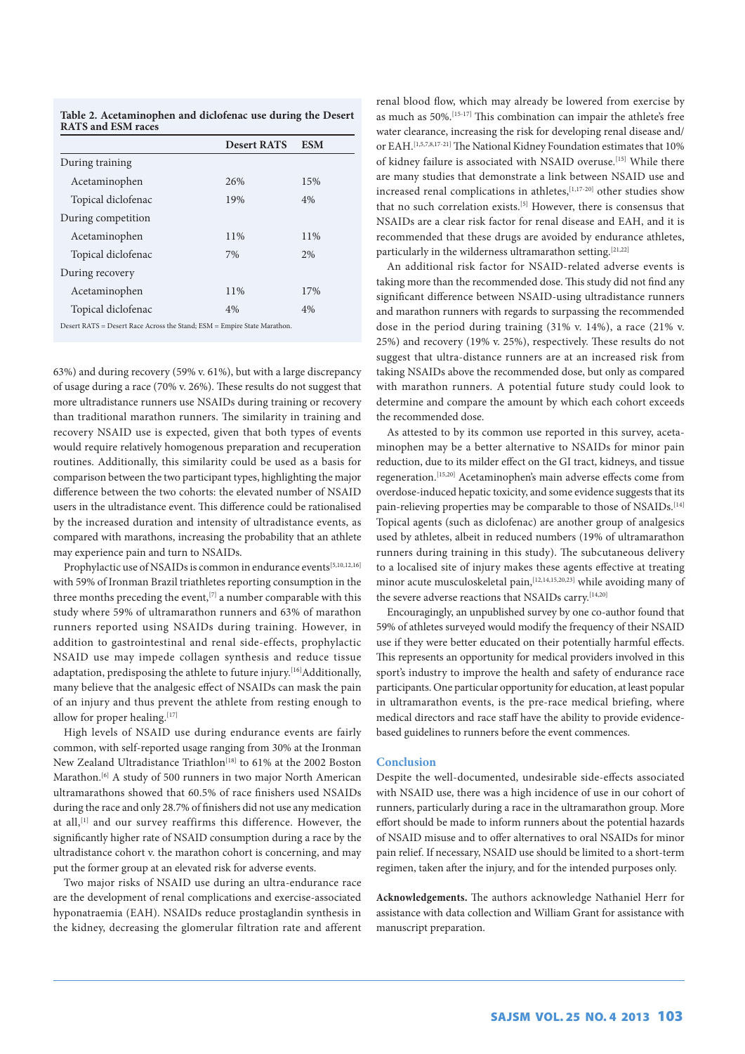**Table 2. Acetaminophen and diclofenac use during the Desert RATS and ESM races**

| | Desert RATS | ESM |
|---|---|---|
| During training | | |
| Acetaminophen | 26% | 15% |
| Topical diclofenac | 19% | 4% |
| During competition | | |
| Acetaminophen | 11% | 11% |
| Topical diclofenac | 7% | 2% |
| During recovery | | |
| Acetaminophen | 11% | 17% |
| Topical diclofenac | 4% | 4% |

Desert RATS = Desert Race Across the Stand; ESM = Empire State Marathon.

63%) and during recovery (59% v. 61%), but with a large discrepancy of usage during a race (70% v. 26%). These results do not suggest that more ultradistance runners use NSAIDs during training or recovery than traditional marathon runners. The similarity in training and recovery NSAID use is expected, given that both types of events would require relatively homogenous preparation and recuperation routines. Additionally, this similarity could be used as a basis for comparison between the two participant types, highlighting the major difference between the two cohorts: the elevated number of NSAID users in the ultradistance event. This difference could be rationalised by the increased duration and intensity of ultradistance events, as compared with marathons, increasing the probability that an athlete may experience pain and turn to NSAIDs.

Prophylactic use of NSAIDs is common in endurance events[5,10,12,16] with 59% of Ironman Brazil triathletes reporting consumption in the three months preceding the event,[7] a number comparable with this study where 59% of ultramarathon runners and 63% of marathon runners reported using NSAIDs during training. However, in addition to gastrointestinal and renal side-effects, prophylactic NSAID use may impede collagen synthesis and reduce tissue adaptation, predisposing the athlete to future injury.[16] Additionally, many believe that the analgesic effect of NSAIDs can mask the pain of an injury and thus prevent the athlete from resting enough to allow for proper healing.[17]

High levels of NSAID use during endurance events are fairly common, with self-reported usage ranging from 30% at the Ironman New Zealand Ultradistance Triathlon[18] to 61% at the 2002 Boston Marathon.[6] A study of 500 runners in two major North American ultramarathons showed that 60.5% of race finishers used NSAIDs during the race and only 28.7% of finishers did not use any medication at all,[1] and our survey reaffirms this difference. However, the significantly higher rate of NSAID consumption during a race by the ultradistance cohort v. the marathon cohort is concerning, and may put the former group at an elevated risk for adverse events.

Two major risks of NSAID use during an ultra-endurance race are the development of renal complications and exercise-associated hyponatraemia (EAH). NSAIDs reduce prostaglandin synthesis in the kidney, decreasing the glomerular filtration rate and afferent renal blood flow, which may already be lowered from exercise by as much as 50%.[15-17] This combination can impair the athlete's free water clearance, increasing the risk for developing renal disease and/or EAH.[1,5,7,8,17-21] The National Kidney Foundation estimates that 10% of kidney failure is associated with NSAID overuse.[15] While there are many studies that demonstrate a link between NSAID use and increased renal complications in athletes,[1,17-20] other studies show that no such correlation exists.[5] However, there is consensus that NSAIDs are a clear risk factor for renal disease and EAH, and it is recommended that these drugs are avoided by endurance athletes, particularly in the wilderness ultramarathon setting.[21,22]

An additional risk factor for NSAID-related adverse events is taking more than the recommended dose. This study did not find any significant difference between NSAID-using ultradistance runners and marathon runners with regards to surpassing the recommended dose in the period during training (31% v. 14%), a race (21% v. 25%) and recovery (19% v. 25%), respectively. These results do not suggest that ultra-distance runners are at an increased risk from taking NSAIDs above the recommended dose, but only as compared with marathon runners. A potential future study could look to determine and compare the amount by which each cohort exceeds the recommended dose.

As attested to by its common use reported in this survey, acetaminophen may be a better alternative to NSAIDs for minor pain reduction, due to its milder effect on the GI tract, kidneys, and tissue regeneration.[15,20] Acetaminophen's main adverse effects come from overdose-induced hepatic toxicity, and some evidence suggests that its pain-relieving properties may be comparable to those of NSAIDs.[14] Topical agents (such as diclofenac) are another group of analgesics used by athletes, albeit in reduced numbers (19% of ultramarathon runners during training in this study). The subcutaneous delivery to a localised site of injury makes these agents effective at treating minor acute musculoskeletal pain,[12,14,15,20,23] while avoiding many of the severe adverse reactions that NSAIDs carry.[14,20]

Encouragingly, an unpublished survey by one co-author found that 59% of athletes surveyed would modify the frequency of their NSAID use if they were better educated on their potentially harmful effects. This represents an opportunity for medical providers involved in this sport's industry to improve the health and safety of endurance race participants. One particular opportunity for education, at least popular in ultramarathon events, is the pre-race medical briefing, where medical directors and race staff have the ability to provide evidence-based guidelines to runners before the event commences.

## Conclusion

Despite the well-documented, undesirable side-effects associated with NSAID use, there was a high incidence of use in our cohort of runners, particularly during a race in the ultramarathon group. More effort should be made to inform runners about the potential hazards of NSAID misuse and to offer alternatives to oral NSAIDs for minor pain relief. If necessary, NSAID use should be limited to a short-term regimen, taken after the injury, and for the intended purposes only.

**Acknowledgements.** The authors acknowledge Nathaniel Herr for assistance with data collection and William Grant for assistance with manuscript preparation.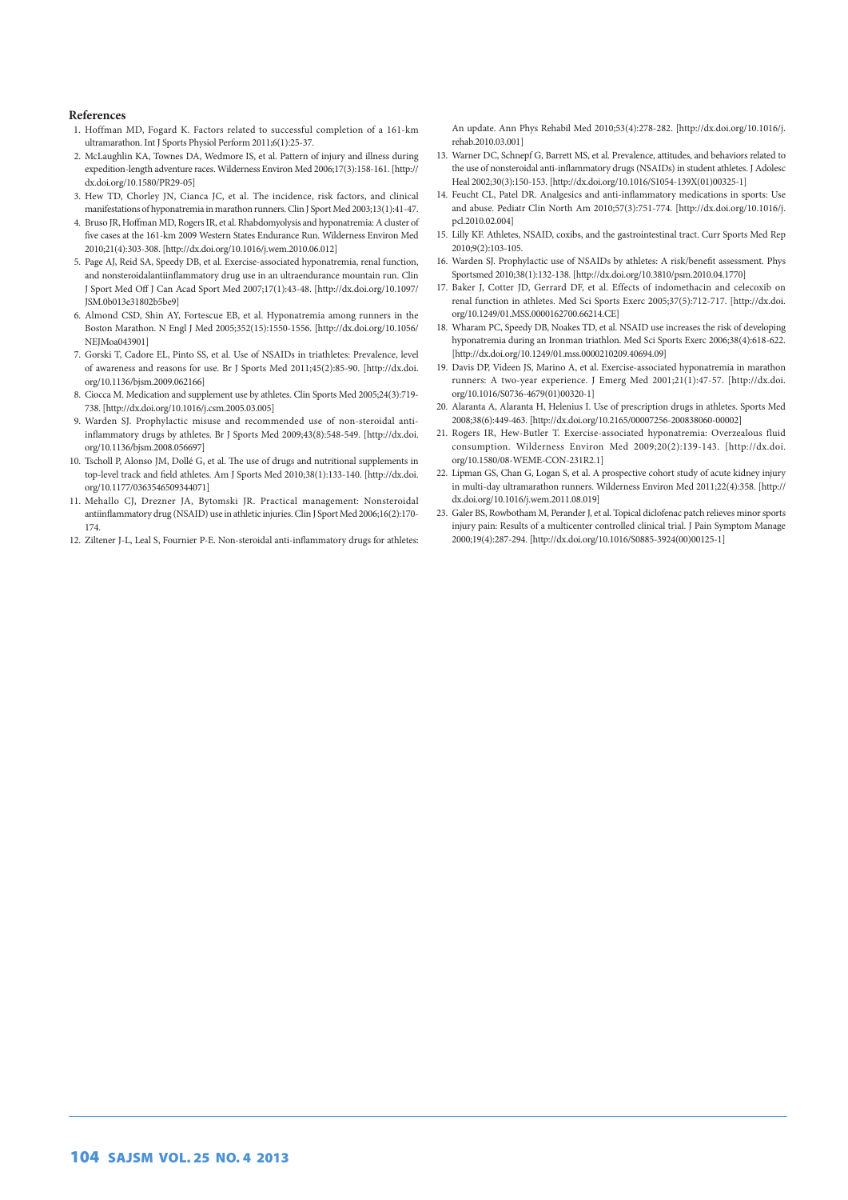**References**

1. Hoffman MD, Fogard K. Factors related to successful completion of a 161-km ultramarathon. Int J Sports Physiol Perform 2011;6(1):25-37.
2. McLaughlin KA, Townes DA, Wedmore IS, et al. Pattern of injury and illness during expedition-length adventure races. Wilderness Environ Med 2006;17(3):158-161. [http://dx.doi.org/10.1580/PR29-05]
3. Hew TD, Chorley JN, Cianca JC, et al. The incidence, risk factors, and clinical manifestations of hyponatremia in marathon runners. Clin J Sport Med 2003;13(1):41-47.
4. Bruso JR, Hoffman MD, Rogers IR, et al. Rhabdomyolysis and hyponatremia: A cluster of five cases at the 161-km 2009 Western States Endurance Run. Wilderness Environ Med 2010;21(4):303-308. [http://dx.doi.org/10.1016/j.wem.2010.06.012]
5. Page AJ, Reid SA, Speedy DB, et al. Exercise-associated hyponatremia, renal function, and nonsteroidalantiinflammatory drug use in an ultraendurance mountain run. Clin J Sport Med Off J Can Acad Sport Med 2007;17(1):43-48. [http://dx.doi.org/10.1097/JSM.0b013e31802b5be9]
6. Almond CSD, Shin AY, Fortescue EB, et al. Hyponatremia among runners in the Boston Marathon. N Engl J Med 2005;352(15):1550-1556. [http://dx.doi.org/10.1056/NEJMoa043901]
7. Gorski T, Cadore EL, Pinto SS, et al. Use of NSAIDs in triathletes: Prevalence, level of awareness and reasons for use. Br J Sports Med 2011;45(2):85-90. [http://dx.doi.org/10.1136/bjsm.2009.062166]
8. Ciocca M. Medication and supplement use by athletes. Clin Sports Med 2005;24(3):719-738. [http://dx.doi.org/10.1016/j.csm.2005.03.005]
9. Warden SJ. Prophylactic misuse and recommended use of non-steroidal anti-inflammatory drugs by athletes. Br J Sports Med 2009;43(8):548-549. [http://dx.doi.org/10.1136/bjsm.2008.056697]
10. Tscholl P, Alonso JM, Dollé G, et al. The use of drugs and nutritional supplements in top-level track and field athletes. Am J Sports Med 2010;38(1):133-140. [http://dx.doi.org/10.1177/0363546509344071]
11. Mehallo CJ, Drezner JA, Bytomski JR. Practical management: Nonsteroidal antiinflammatory drug (NSAID) use in athletic injuries. Clin J Sport Med 2006;16(2):170-174.
12. Ziltener J-L, Leal S, Fournier P-E. Non-steroidal anti-inflammatory drugs for athletes: An update. Ann Phys Rehabil Med 2010;53(4):278-282. [http://dx.doi.org/10.1016/j.rehab.2010.03.001]
13. Warner DC, Schnepf G, Barrett MS, et al. Prevalence, attitudes, and behaviors related to the use of nonsteroidal anti-inflammatory drugs (NSAIDs) in student athletes. J Adolesc Heal 2002;30(3):150-153. [http://dx.doi.org/10.1016/S1054-139X(01)00325-1]
14. Feucht CL, Patel DR. Analgesics and anti-inflammatory medications in sports: Use and abuse. Pediatr Clin North Am 2010;57(3):751-774. [http://dx.doi.org/10.1016/j.pcl.2010.02.004]
15. Lilly KF. Athletes, NSAID, coxibs, and the gastrointestinal tract. Curr Sports Med Rep 2010;9(2):103-105.
16. Warden SJ. Prophylactic use of NSAIDs by athletes: A risk/benefit assessment. Phys Sportsmed 2010;38(1):132-138. [http://dx.doi.org/10.3810/psm.2010.04.1770]
17. Baker J, Cotter JD, Gerrard DF, et al. Effects of indomethacin and celecoxib on renal function in athletes. Med Sci Sports Exerc 2005;37(5):712-717. [http://dx.doi.org/10.1249/01.MSS.0000162700.66214.CE]
18. Wharam PC, Speedy DB, Noakes TD, et al. NSAID use increases the risk of developing hyponatremia during an Ironman triathlon. Med Sci Sports Exerc 2006;38(4):618-622. [http://dx.doi.org/10.1249/01.mss.0000210209.40694.09]
19. Davis DP, Videen JS, Marino A, et al. Exercise-associated hyponatremia in marathon runners: A two-year experience. J Emerg Med 2001;21(1):47-57. [http://dx.doi.org/10.1016/S0736-4679(01)00320-1]
20. Alaranta A, Alaranta H, Helenius I. Use of prescription drugs in athletes. Sports Med 2008;38(6):449-463. [http://dx.doi.org/10.2165/00007256-200838060-00002]
21. Rogers IR, Hew-Butler T. Exercise-associated hyponatremia: Overzealous fluid consumption. Wilderness Environ Med 2009;20(2):139-143. [http://dx.doi.org/10.1580/08-WEME-CON-231R2.1]
22. Lipman GS, Chan G, Logan S, et al. A prospective cohort study of acute kidney injury in multi-day ultramarathon runners. Wilderness Environ Med 2011;22(4):358. [http://dx.doi.org/10.1016/j.wem.2011.08.019]
23. Galer BS, Rowbotham M, Perander J, et al. Topical diclofenac patch relieves minor sports injury pain: Results of a multicenter controlled clinical trial. J Pain Symptom Manage 2000;19(4):287-294. [http://dx.doi.org/10.1016/S0885-3924(00)00125-1]